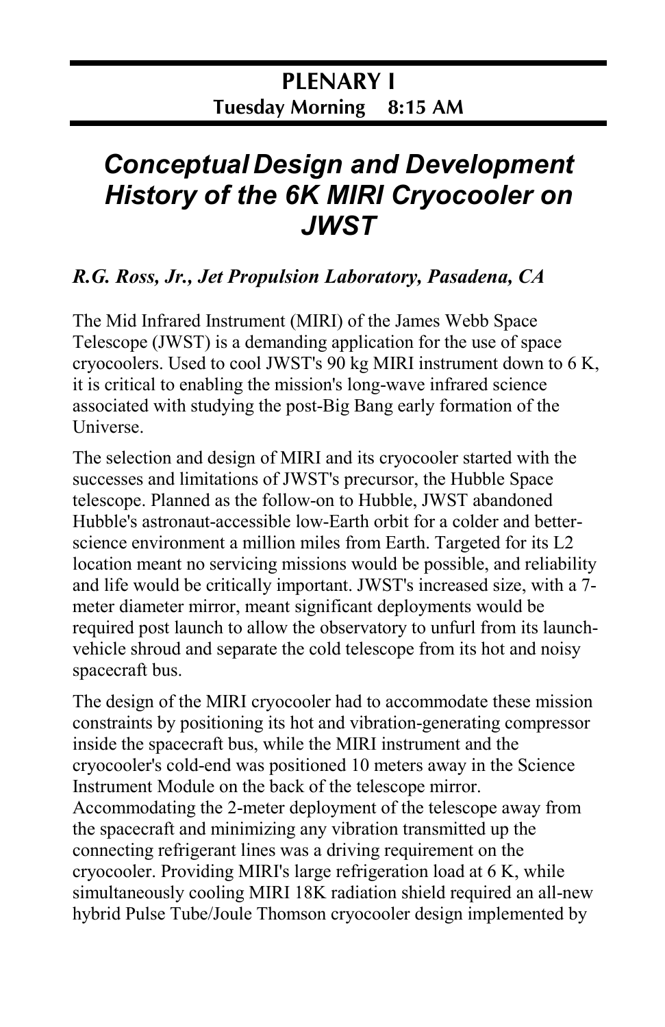## PLENARY I
**Tuesday Morning 8:15 AM**

# *Conceptual Design and Development History of the 6K MIRI Cryocooler on JWST*

***R.G. Ross, Jr., Jet Propulsion Laboratory, Pasadena, CA***

The Mid Infrared Instrument (MIRI) of the James Webb Space Telescope (JWST) is a demanding application for the use of space cryocoolers. Used to cool JWST's 90 kg MIRI instrument down to 6 K, it is critical to enabling the mission's long-wave infrared science associated with studying the post-Big Bang early formation of the Universe.

The selection and design of MIRI and its cryocooler started with the successes and limitations of JWST's precursor, the Hubble Space telescope. Planned as the follow-on to Hubble, JWST abandoned Hubble's astronaut-accessible low-Earth orbit for a colder and better-science environment a million miles from Earth. Targeted for its L2 location meant no servicing missions would be possible, and reliability and life would be critically important. JWST's increased size, with a 7-meter diameter mirror, meant significant deployments would be required post launch to allow the observatory to unfurl from its launch-vehicle shroud and separate the cold telescope from its hot and noisy spacecraft bus.

The design of the MIRI cryocooler had to accommodate these mission constraints by positioning its hot and vibration-generating compressor inside the spacecraft bus, while the MIRI instrument and the cryocooler's cold-end was positioned 10 meters away in the Science Instrument Module on the back of the telescope mirror. Accommodating the 2-meter deployment of the telescope away from the spacecraft and minimizing any vibration transmitted up the connecting refrigerant lines was a driving requirement on the cryocooler. Providing MIRI's large refrigeration load at 6 K, while simultaneously cooling MIRI 18K radiation shield required an all-new hybrid Pulse Tube/Joule Thomson cryocooler design implemented by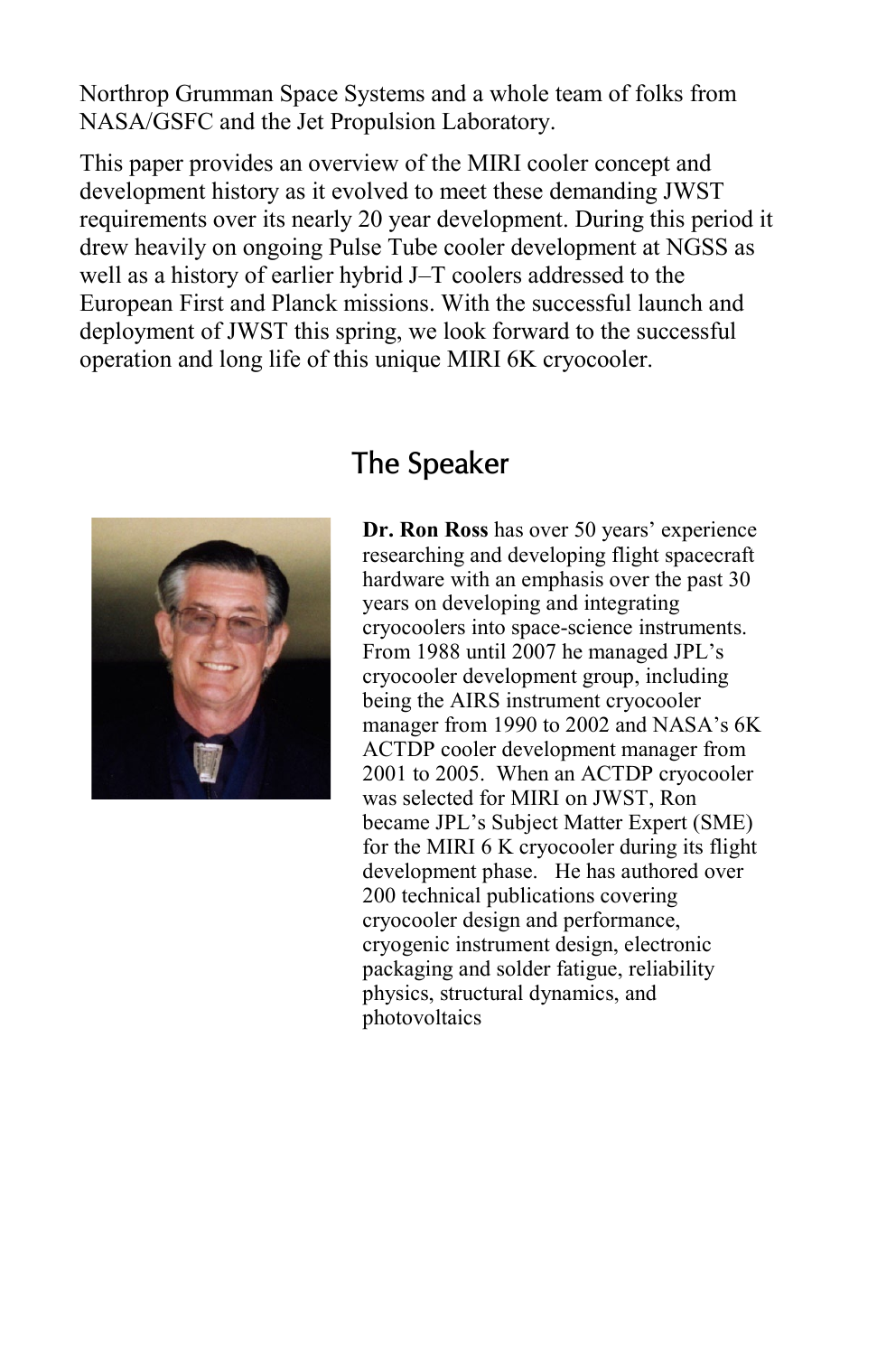Northrop Grumman Space Systems and a whole team of folks from NASA/GSFC and the Jet Propulsion Laboratory.

This paper provides an overview of the MIRI cooler concept and development history as it evolved to meet these demanding JWST requirements over its nearly 20 year development. During this period it drew heavily on ongoing Pulse Tube cooler development at NGSS as well as a history of earlier hybrid J–T coolers addressed to the European First and Planck missions. With the successful launch and deployment of JWST this spring, we look forward to the successful operation and long life of this unique MIRI 6K cryocooler.

## The Speaker

**Dr. Ron Ross** has over 50 years' experience researching and developing flight spacecraft hardware with an emphasis over the past 30 years on developing and integrating cryocoolers into space-science instruments. From 1988 until 2007 he managed JPL's cryocooler development group, including being the AIRS instrument cryocooler manager from 1990 to 2002 and NASA's 6K ACTDP cooler development manager from 2001 to 2005. When an ACTDP cryocooler was selected for MIRI on JWST, Ron became JPL's Subject Matter Expert (SME) for the MIRI 6 K cryocooler during its flight development phase. He has authored over 200 technical publications covering cryocooler design and performance, cryogenic instrument design, electronic packaging and solder fatigue, reliability physics, structural dynamics, and photovoltaics